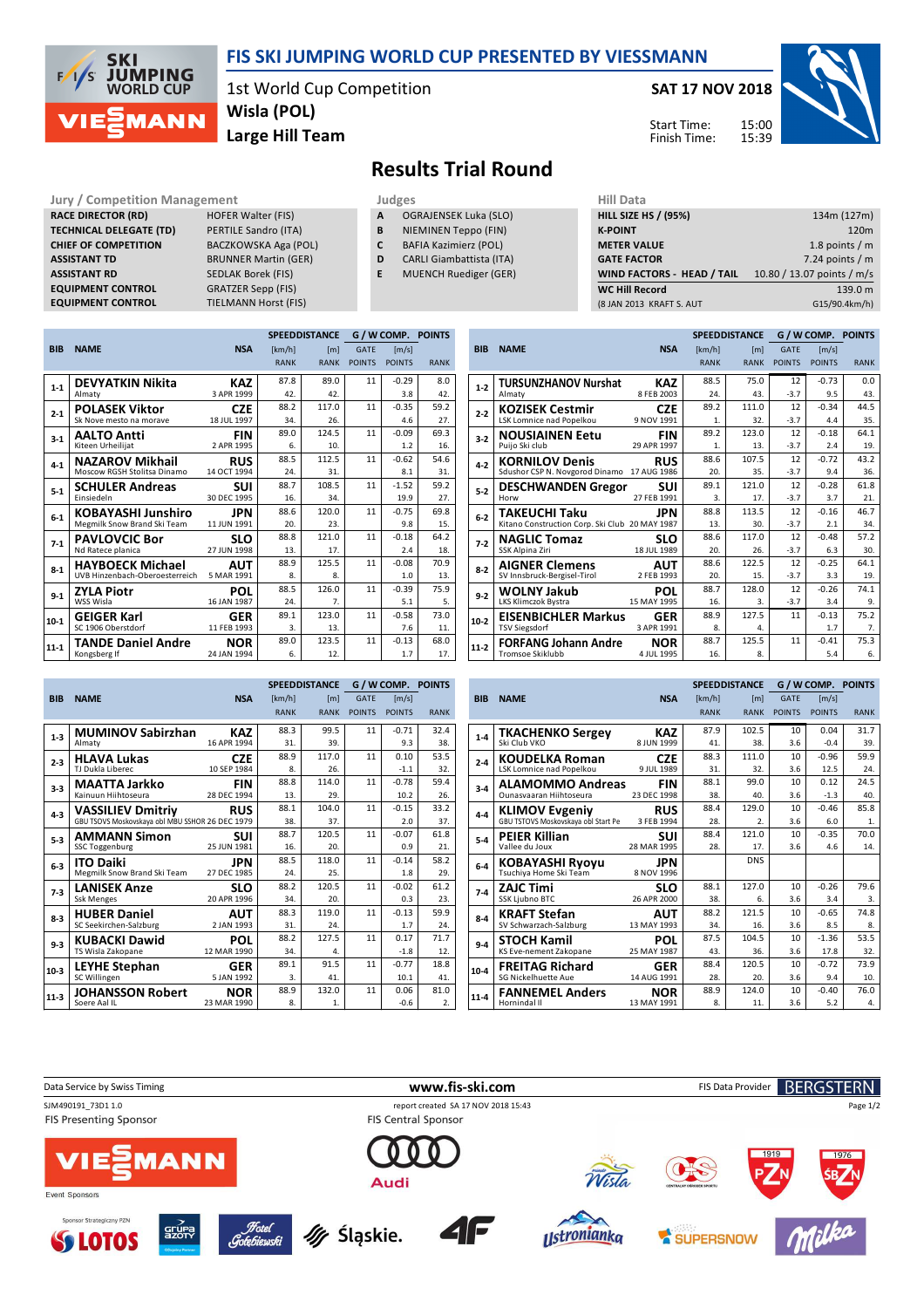# FIS SKI JUMPING WORLD CUP PRESENTED BY VIESSMANN

1st World Cup Competition
**Wisla (POL)**
**Large Hill Team**

**SAT 17 NOV 2018**

Start Time: 15:00
Finish Time: 15:39

## Results Trial Round

| Jury / Competition Management | |
|---|---|
| RACE DIRECTOR (RD) | HOFER Walter (FIS) |
| TECHNICAL DELEGATE (TD) | PERTILE Sandro (ITA) |
| CHIEF OF COMPETITION | BACZKOWSKA Aga (POL) |
| ASSISTANT TD | BRUNNER Martin (GER) |
| ASSISTANT RD | SEDLAK Borek (FIS) |
| EQUIPMENT CONTROL | GRATZER Sepp (FIS) |
| EQUIPMENT CONTROL | TIELMANN Horst (FIS) |

| Judges | |
|---|---|
| A | OGRAJENSEK Luka (SLO) |
| B | NIEMINEN Teppo (FIN) |
| C | BAFIA Kazimierz (POL) |
| D | CARLI Giambattista (ITA) |
| E | MUENCH Ruediger (GER) |

| Hill Data | |
|---|---|
| HILL SIZE HS / (95%) | 134m (127m) |
| K-POINT | 120m |
| METER VALUE | 1.8 points / m |
| GATE FACTOR | 7.24 points / m |
| WIND FACTORS - HEAD / TAIL | 10.80 / 13.07 points / m/s |
| WC Hill Record | 139.0 m |
| (8 JAN 2013 KRAFT S. AUT | G15/90.4km/h) |

| BIB | NAME | NSA | SPEED [km/h] | DISTANCE [m] | G / W COMP. GATE | [m/s] | POINTS |
|---|---|---|---|---|---|---|---|
| | Club | Date of birth | RANK | RANK | POINTS | POINTS | RANK |
| 1-1 | **DEVYATKIN Nikita** | **KAZ** | 87.8 | 89.0 | 11 | -0.29 | 8.0 |
| | Almaty | 3 APR 1999 | 42. | 42. | | 3.8 | 42. |
| 2-1 | **POLASEK Viktor** | **CZE** | 88.2 | 117.0 | 11 | -0.35 | 59.2 |
| | Sk Nove mesto na morave | 18 JUL 1997 | 34. | 26. | | 4.6 | 27. |
| 3-1 | **AALTO Antti** | **FIN** | 89.0 | 124.5 | 11 | -0.09 | 69.3 |
| | Kiteen Urheilijat | 2 APR 1995 | 6. | 10. | | 1.2 | 16. |
| 4-1 | **NAZAROV Mikhail** | **RUS** | 88.5 | 112.5 | 11 | -0.62 | 54.6 |
| | Moscow RGSH Stolitsa Dinamo | 14 OCT 1994 | 24. | 31. | | 8.1 | 31. |
| 5-1 | **SCHULER Andreas** | **SUI** | 88.7 | 108.5 | 11 | -1.52 | 59.2 |
| | Einsiedeln | 30 DEC 1995 | 16. | 34. | | 19.9 | 27. |
| 6-1 | **KOBAYASHI Junshiro** | **JPN** | 88.6 | 120.0 | 11 | -0.75 | 69.8 |
| | Megmilk Snow Brand Ski Team | 11 JUN 1991 | 20. | 23. | | 9.8 | 15. |
| 7-1 | **PAVLOVCIC Bor** | **SLO** | 88.8 | 121.0 | 11 | -0.18 | 64.2 |
| | Nd Ratece planica | 27 JUN 1998 | 13. | 17. | | 2.4 | 18. |
| 8-1 | **HAYBOECK Michael** | **AUT** | 88.9 | 125.5 | 11 | -0.08 | 70.9 |
| | UVB Hinzenbach-Oberoesterreich | 5 MAR 1991 | 8. | 8. | | 1.0 | 13. |
| 9-1 | **ZYLA Piotr** | **POL** | 88.5 | 126.0 | 11 | -0.39 | 75.9 |
| | WSS Wisla | 16 JAN 1987 | 24. | 7. | | 5.1 | 5. |
| 10-1 | **GEIGER Karl** | **GER** | 89.1 | 123.0 | 11 | -0.58 | 73.0 |
| | SC 1906 Oberstdorf | 11 FEB 1993 | 3. | 13. | | 7.6 | 11. |
| 11-1 | **TANDE Daniel Andre** | **NOR** | 89.0 | 123.5 | 11 | -0.13 | 68.0 |
| | Kongsberg If | 24 JAN 1994 | 6. | 12. | | 1.7 | 17. |
| 1-2 | **TURSUNZHANOV Nurshat** | **KAZ** | 88.5 | 75.0 | 12 | -0.73 | 0.0 |
| | Almaty | 8 FEB 2003 | 24. | 43. | -3.7 | 9.5 | 43. |
| 2-2 | **KOZISEK Cestmir** | **CZE** | 89.2 | 111.0 | 12 | -0.34 | 44.5 |
| | LSK Lomnice nad Popelkou | 9 NOV 1991 | 1. | 32. | -3.7 | 4.4 | 35. |
| 3-2 | **NOUSIAINEN Eetu** | **FIN** | 89.2 | 123.0 | 12 | -0.18 | 64.1 |
| | Puijo Ski club | 29 APR 1997 | 1. | 13. | -3.7 | 2.4 | 19. |
| 4-2 | **KORNILOV Denis** | **RUS** | 88.6 | 107.5 | 12 | -0.72 | 43.2 |
| | Sdushor CSP N. Novgorod Dinamo | 17 AUG 1986 | 20. | 35. | -3.7 | 9.4 | 36. |
| 5-2 | **DESCHWANDEN Gregor** | **SUI** | 89.1 | 121.0 | 12 | -0.28 | 61.8 |
| | Horw | 27 FEB 1991 | 3. | 17. | -3.7 | 3.7 | 21. |
| 6-2 | **TAKEUCHI Taku** | **JPN** | 88.8 | 113.5 | 12 | -0.16 | 46.7 |
| | Kitano Construction Corp. Ski Club | 20 MAY 1987 | 13. | 30. | -3.7 | 2.1 | 34. |
| 7-2 | **NAGLIC Tomaz** | **SLO** | 88.6 | 117.0 | 12 | -0.48 | 57.2 |
| | SSK Alpina Ziri | 18 JUL 1989 | 20. | 26. | -3.7 | 6.3 | 30. |
| 8-2 | **AIGNER Clemens** | **AUT** | 88.6 | 122.5 | 12 | -0.25 | 64.1 |
| | SV Innsbruck-Bergisel-Tirol | 2 FEB 1993 | 20. | 15. | -3.7 | 3.3 | 19. |
| 9-2 | **WOLNY Jakub** | **POL** | 88.7 | 128.0 | 12 | -0.26 | 74.1 |
| | LKS Klimczok Bystra | 15 MAY 1995 | 16. | 3. | -3.7 | 3.4 | 9. |
| 10-2 | **EISENBICHLER Markus** | **GER** | 88.9 | 127.5 | 11 | -0.13 | 75.2 |
| | TSV Siegsdorf | 3 APR 1991 | 8. | 4. | | 1.7 | 7. |
| 11-2 | **FORFANG Johann Andre** | **NOR** | 88.7 | 125.5 | 11 | -0.41 | 75.3 |
| | Tromsoe Skiklubb | 4 JUL 1995 | 16. | 8. | | 5.4 | 6. |
| 1-3 | **MUMINOV Sabirzhan** | **KAZ** | 88.3 | 99.5 | 11 | -0.71 | 32.4 |
| | Almaty | 16 APR 1994 | 31. | 39. | | 9.3 | 38. |
| 2-3 | **HLAVA Lukas** | **CZE** | 88.9 | 117.0 | 11 | 0.10 | 53.5 |
| | TJ Dukla Liberec | 10 SEP 1984 | 8. | 26. | | -1.1 | 32. |
| 3-3 | **MAATTA Jarkko** | **FIN** | 88.8 | 114.0 | 11 | -0.78 | 59.4 |
| | Kainuun Hiihtoseura | 28 DEC 1994 | 13. | 29. | | 10.2 | 26. |
| 4-3 | **VASSILIEV Dmitriy** | **RUS** | 88.1 | 104.0 | 11 | -0.15 | 33.2 |
| | GBU TSOVS Moskovskaya obl MBU SSHOR 26 | DEC 1979 | 38. | 37. | | 2.0 | 37. |
| 5-3 | **AMMANN Simon** | **SUI** | 88.7 | 120.5 | 11 | -0.07 | 61.8 |
| | SSC Toggenburg | 25 JUN 1981 | 16. | 20. | | 0.9 | 21. |
| 6-3 | **ITO Daiki** | **JPN** | 88.5 | 118.0 | 11 | -0.14 | 58.2 |
| | Megmilk Snow Brand Ski Team | 27 DEC 1985 | 24. | 25. | | 1.8 | 29. |
| 7-3 | **LANISEK Anze** | **SLO** | 88.2 | 120.5 | 11 | -0.02 | 61.2 |
| | Ssk Menges | 20 APR 1996 | 34. | 20. | | 0.3 | 23. |
| 8-3 | **HUBER Daniel** | **AUT** | 88.3 | 119.0 | 11 | -0.13 | 59.9 |
| | SC Seekirchen-Salzburg | 2 JAN 1993 | 31. | 24. | | 1.7 | 24. |
| 9-3 | **KUBACKI Dawid** | **POL** | 88.2 | 127.5 | 11 | 0.17 | 71.7 |
| | TS Wisla Zakopane | 12 MAR 1990 | 34. | 4. | | -1.8 | 12. |
| 10-3 | **LEYHE Stephan** | **GER** | 89.1 | 91.5 | 11 | -0.77 | 18.8 |
| | SC Willingen | 5 JAN 1992 | 3. | 41. | | 10.1 | 41. |
| 11-3 | **JOHANSSON Robert** | **NOR** | 88.9 | 132.0 | 11 | 0.06 | 81.0 |
| | Soere Aal IL | 23 MAR 1990 | 8. | 1. | | -0.6 | 2. |
| 1-4 | **TKACHENKO Sergey** | **KAZ** | 87.9 | 102.5 | 10 | 0.04 | 31.7 |
| | Ski Club VKO | 8 JUN 1999 | 41. | 38. | 3.6 | -0.4 | 39. |
| 2-4 | **KOUDELKA Roman** | **CZE** | 88.3 | 111.0 | 10 | -0.96 | 59.9 |
| | LSK Lomnice nad Popelkou | 9 JUL 1989 | 31. | 32. | 3.6 | 12.5 | 24. |
| 3-4 | **ALAMOMMO Andreas** | **FIN** | 88.1 | 99.0 | 10 | 0.12 | 24.5 |
| | Ounasvaaran Hiihtoseura | 23 DEC 1998 | 38. | 40. | 3.6 | -1.3 | 40. |
| 4-4 | **KLIMOV Evgeniy** | **RUS** | 88.4 | 129.0 | 10 | -0.46 | 85.8 |
| | GBU TSTOVS Moskovskaya obl Start Pe | 3 FEB 1994 | 28. | 2. | 3.6 | 6.0 | 1. |
| 5-4 | **PEIER Killian** | **SUI** | 88.4 | 121.0 | 10 | -0.35 | 70.0 |
| | Vallee du Joux | 28 MAR 1995 | 28. | 17. | 3.6 | 4.6 | 14. |
| 6-4 | **KOBAYASHI Ryoyu** | **JPN** | | DNS | | | |
| | Tsuchiya Home Ski Team | 8 NOV 1996 | | | | | |
| 7-4 | **ZAJC Timi** | **SLO** | 88.1 | 127.0 | 10 | -0.26 | 79.6 |
| | SSK Ljubno BTC | 26 APR 2000 | 38. | 6. | 3.6 | 3.4 | 3. |
| 8-4 | **KRAFT Stefan** | **AUT** | 88.2 | 121.5 | 10 | -0.65 | 74.8 |
| | SV Schwarzach-Salzburg | 13 MAY 1993 | 34. | 16. | 3.6 | 8.5 | 8. |
| 9-4 | **STOCH Kamil** | **POL** | 87.5 | 104.5 | 10 | -1.36 | 53.5 |
| | KS Eve-nement Zakopane | 25 MAY 1987 | 43. | 36. | 3.6 | 17.8 | 32. |
| 10-4 | **FREITAG Richard** | **GER** | 88.4 | 120.5 | 10 | -0.72 | 73.9 |
| | SG Nickelhuette Aue | 14 AUG 1991 | 28. | 20. | 3.6 | 9.4 | 10. |
| 11-4 | **FANNEMEL Anders** | **NOR** | 88.9 | 124.0 | 10 | -0.40 | 76.0 |
| | Hornindal Il | 13 MAY 1991 | 8. | 11. | 3.6 | 5.2 | 4. |

Data Service by Swiss Timing | www.fis-ski.com | FIS Data Provider BERGSTERN

SJM490191_73D1 1.0 | report created SA 17 NOV 2018 15:43

FIS Presenting Sponsor | FIS Central Sponsor

Event Sponsors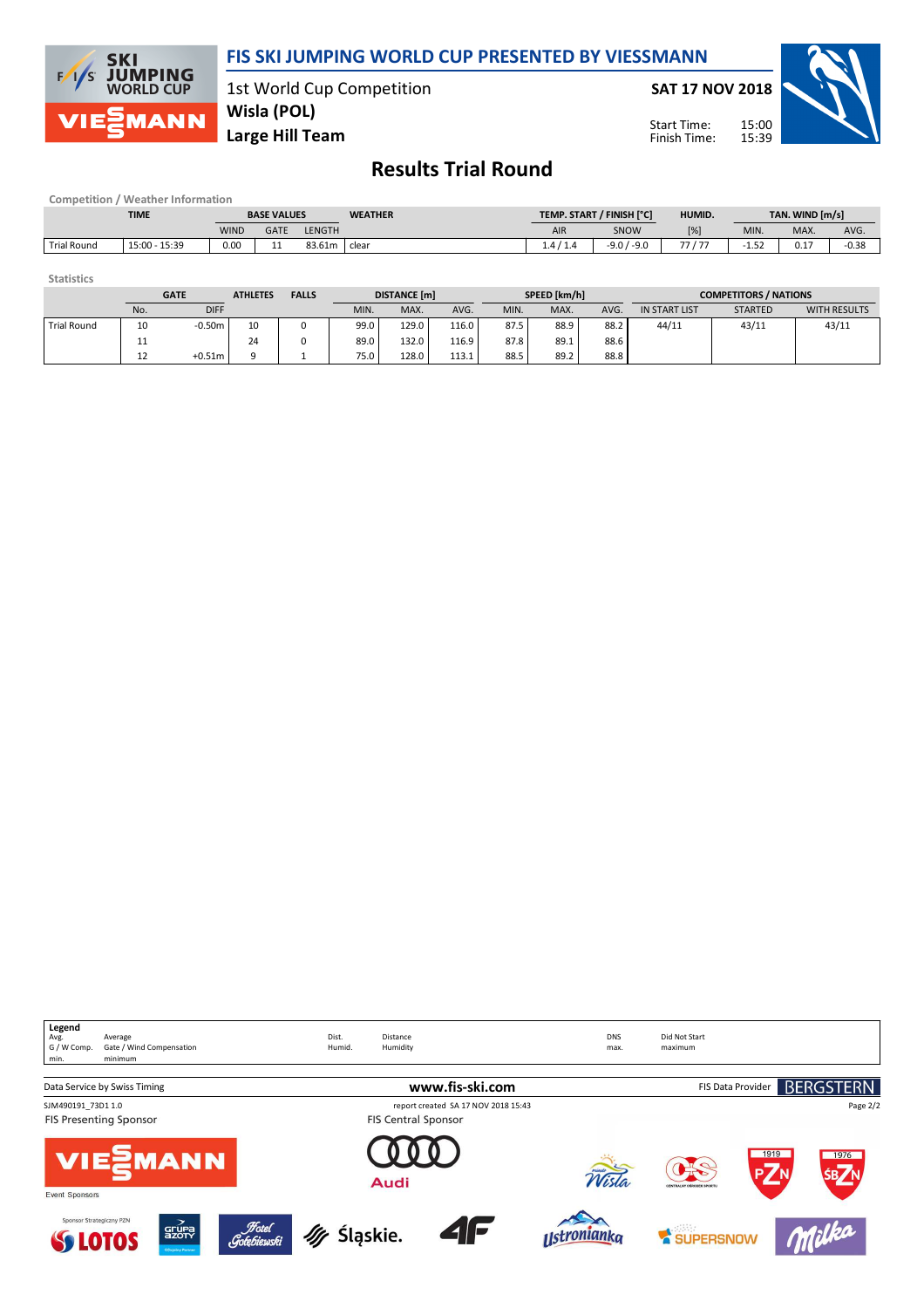# FIS SKI JUMPING WORLD CUP PRESENTED BY VIESSMANN

1st World Cup Competition

**Wisla (POL)**

**Large Hill Team**

**SAT 17 NOV 2018**

Start Time: 15:00
Finish Time: 15:39

## Results Trial Round

Competition / Weather Information

| | TIME | BASE VALUES | | | WEATHER | TEMP. START / FINISH [°C] | | HUMID. | TAN. WIND [m/s] | | |
|---|---|---|---|---|---|---|---|---|---|---|---|
| | | WIND | GATE | LENGTH | | AIR | SNOW | [%] | MIN. | MAX. | AVG. |
| Trial Round | 15:00 - 15:39 | 0.00 | 11 | 83.61m | clear | 1.4 / 1.4 | -9.0 / -9.0 | 77 / 77 | -1.52 | 0.17 | -0.38 |

Statistics

| | GATE | | ATHLETES | FALLS | DISTANCE [m] | | | SPEED [km/h] | | | COMPETITORS / NATIONS | | |
|---|---|---|---|---|---|---|---|---|---|---|---|---|---|
| | No. | DIFF | | | MIN. | MAX. | AVG. | MIN. | MAX. | AVG. | IN START LIST | STARTED | WITH RESULTS |
| Trial Round | 10 | -0.50m | 10 | 0 | 99.0 | 129.0 | 116.0 | 87.5 | 88.9 | 88.2 | 44/11 | 43/11 | 43/11 |
| | 11 | | 24 | 0 | 89.0 | 132.0 | 116.9 | 87.8 | 89.1 | 88.6 | | | |
| | 12 | +0.51m | 9 | 1 | 75.0 | 128.0 | 113.1 | 88.5 | 89.2 | 88.8 | | | |

**Legend**

| | | | | | |
|---|---|---|---|---|---|
| Avg. | Average | Dist. | Distance | DNS | Did Not Start |
| G / W Comp. | Gate / Wind Compensation | Humid. | Humidity | max. | maximum |
| min. | minimum | | | | |

Data Service by Swiss Timing | www.fis-ski.com | FIS Data Provider BERGSTERN

SJM490191_73D1 1.0 | report created SA 17 NOV 2018 15:43

FIS Presenting Sponsor: VIESSMANN | FIS Central Sponsor: Audi

Event Sponsors